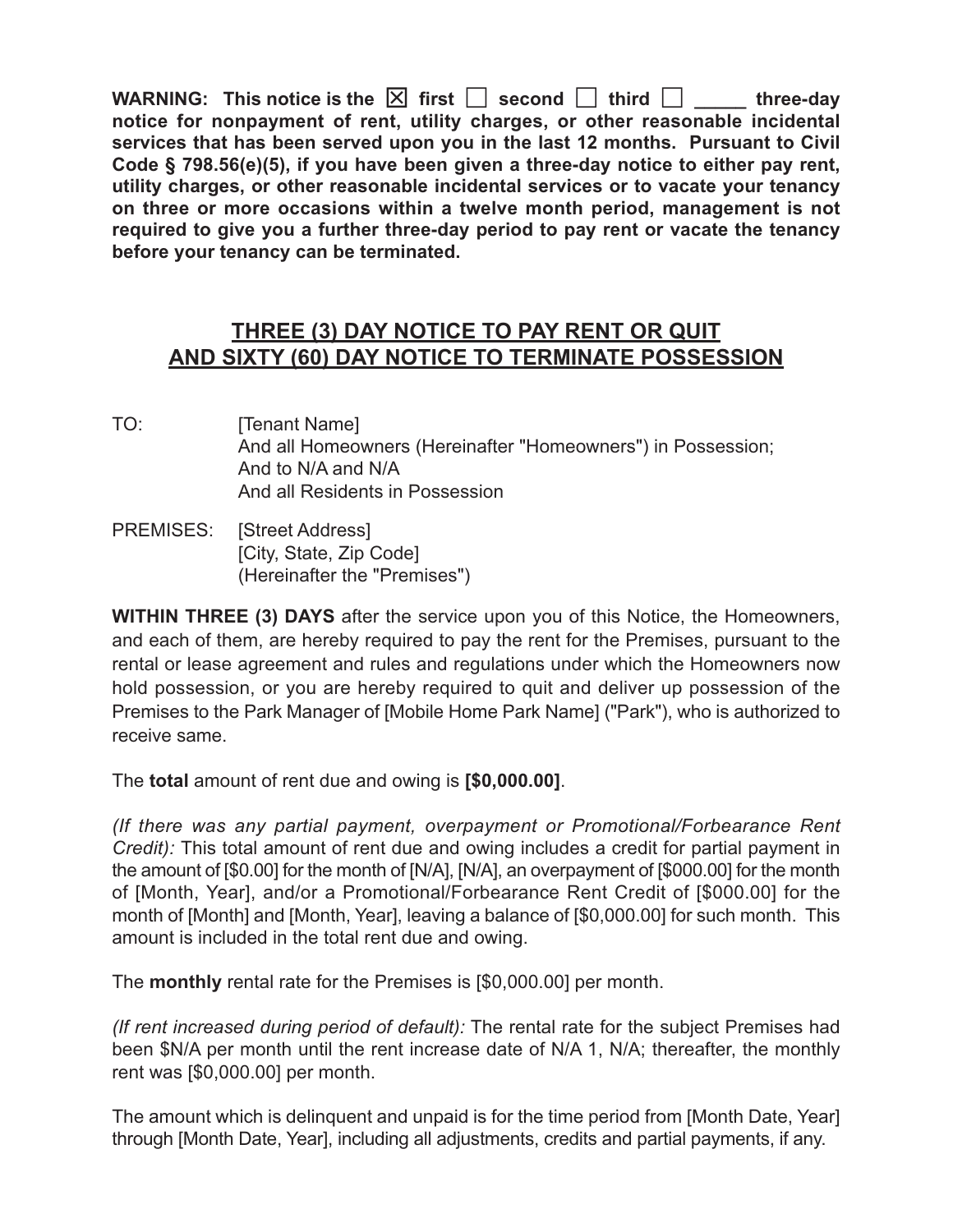**WARNING: This notice is the ☒ first ☐ second ☐ third ☐ _____ three-day notice for nonpayment of rent, utility charges, or other reasonable incidental services that has been served upon you in the last 12 months. Pursuant to Civil Code § 798.56(e)(5), if you have been given a three-day notice to either pay rent, utility charges, or other reasonable incidental services or to vacate your tenancy on three or more occasions within a twelve month period, management is not required to give you a further three-day period to pay rent or vacate the tenancy before your tenancy can be terminated.**

# THREE (3) DAY NOTICE TO PAY RENT OR QUIT AND SIXTY (60) DAY NOTICE TO TERMINATE POSSESSION

TO: [Tenant Name]
And all Homeowners (Hereinafter "Homeowners") in Possession;
And to N/A and N/A
And all Residents in Possession

PREMISES: [Street Address]
[City, State, Zip Code]
(Hereinafter the "Premises")

**WITHIN THREE (3) DAYS** after the service upon you of this Notice, the Homeowners, and each of them, are hereby required to pay the rent for the Premises, pursuant to the rental or lease agreement and rules and regulations under which the Homeowners now hold possession, or you are hereby required to quit and deliver up possession of the Premises to the Park Manager of [Mobile Home Park Name] ("Park"), who is authorized to receive same.

The **total** amount of rent due and owing is **[$0,000.00]**.

*(If there was any partial payment, overpayment or Promotional/Forbearance Rent Credit):* This total amount of rent due and owing includes a credit for partial payment in the amount of [$0.00] for the month of [N/A], [N/A], an overpayment of [$000.00] for the month of [Month, Year], and/or a Promotional/Forbearance Rent Credit of [$000.00] for the month of [Month] and [Month, Year], leaving a balance of [$0,000.00] for such month. This amount is included in the total rent due and owing.

The **monthly** rental rate for the Premises is [$0,000.00] per month.

*(If rent increased during period of default):* The rental rate for the subject Premises had been $N/A per month until the rent increase date of N/A 1, N/A; thereafter, the monthly rent was [$0,000.00] per month.

The amount which is delinquent and unpaid is for the time period from [Month Date, Year] through [Month Date, Year], including all adjustments, credits and partial payments, if any.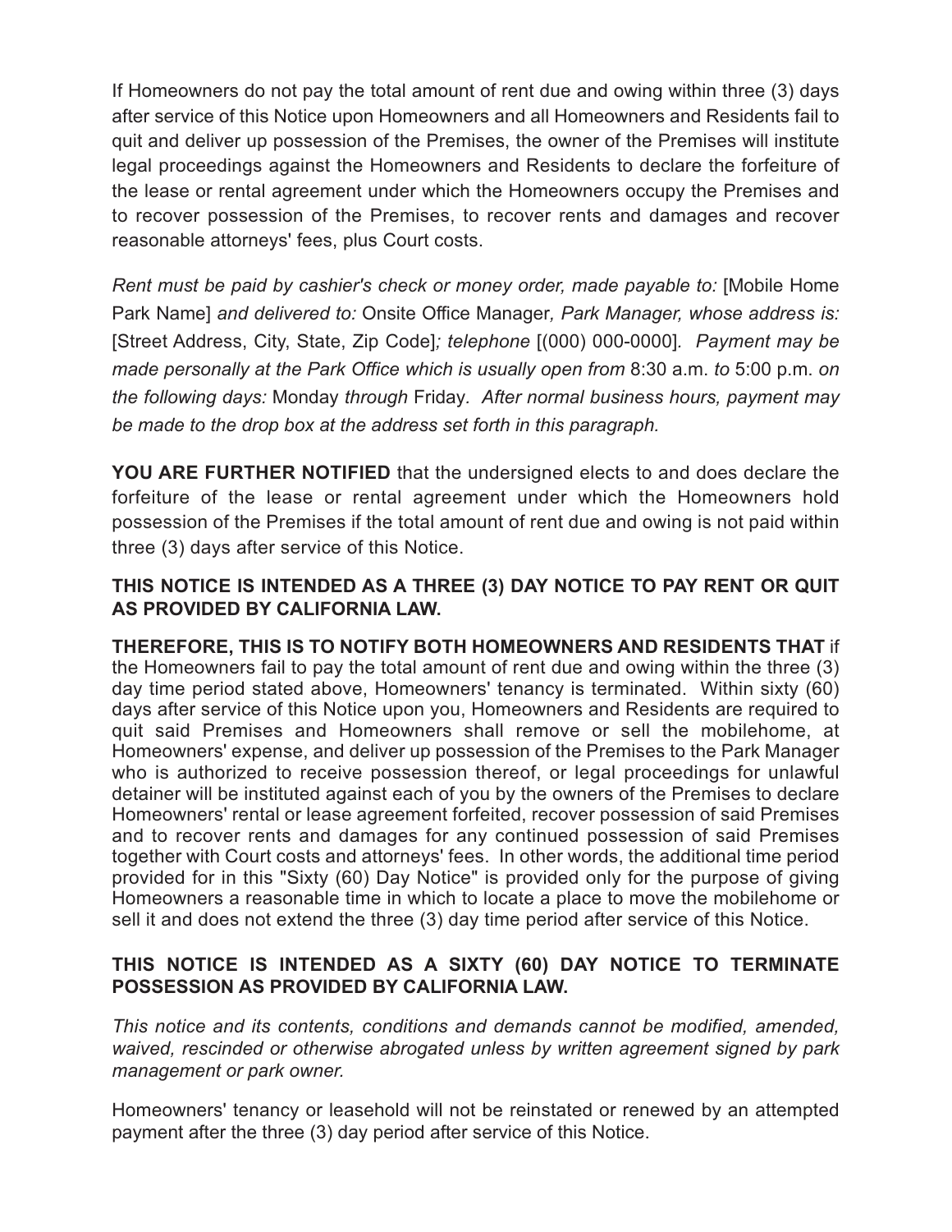If Homeowners do not pay the total amount of rent due and owing within three (3) days after service of this Notice upon Homeowners and all Homeowners and Residents fail to quit and deliver up possession of the Premises, the owner of the Premises will institute legal proceedings against the Homeowners and Residents to declare the forfeiture of the lease or rental agreement under which the Homeowners occupy the Premises and to recover possession of the Premises, to recover rents and damages and recover reasonable attorneys' fees, plus Court costs.

*Rent must be paid by cashier's check or money order, made payable to:* [Mobile Home Park Name] *and delivered to:* Onsite Office Manager*, Park Manager, whose address is:* [Street Address, City, State, Zip Code]*; telephone* [(000) 000-0000]*. Payment may be made personally at the Park Office which is usually open from* 8:30 a.m. *to* 5:00 p.m. *on the following days:* Monday *through* Friday*. After normal business hours, payment may be made to the drop box at the address set forth in this paragraph.*

**YOU ARE FURTHER NOTIFIED** that the undersigned elects to and does declare the forfeiture of the lease or rental agreement under which the Homeowners hold possession of the Premises if the total amount of rent due and owing is not paid within three (3) days after service of this Notice.

**THIS NOTICE IS INTENDED AS A THREE (3) DAY NOTICE TO PAY RENT OR QUIT AS PROVIDED BY CALIFORNIA LAW.**

**THEREFORE, THIS IS TO NOTIFY BOTH HOMEOWNERS AND RESIDENTS THAT** if the Homeowners fail to pay the total amount of rent due and owing within the three (3) day time period stated above, Homeowners' tenancy is terminated. Within sixty (60) days after service of this Notice upon you, Homeowners and Residents are required to quit said Premises and Homeowners shall remove or sell the mobilehome, at Homeowners' expense, and deliver up possession of the Premises to the Park Manager who is authorized to receive possession thereof, or legal proceedings for unlawful detainer will be instituted against each of you by the owners of the Premises to declare Homeowners' rental or lease agreement forfeited, recover possession of said Premises and to recover rents and damages for any continued possession of said Premises together with Court costs and attorneys' fees. In other words, the additional time period provided for in this "Sixty (60) Day Notice" is provided only for the purpose of giving Homeowners a reasonable time in which to locate a place to move the mobilehome or sell it and does not extend the three (3) day time period after service of this Notice.

**THIS NOTICE IS INTENDED AS A SIXTY (60) DAY NOTICE TO TERMINATE POSSESSION AS PROVIDED BY CALIFORNIA LAW.**

*This notice and its contents, conditions and demands cannot be modified, amended, waived, rescinded or otherwise abrogated unless by written agreement signed by park management or park owner.*

Homeowners' tenancy or leasehold will not be reinstated or renewed by an attempted payment after the three (3) day period after service of this Notice.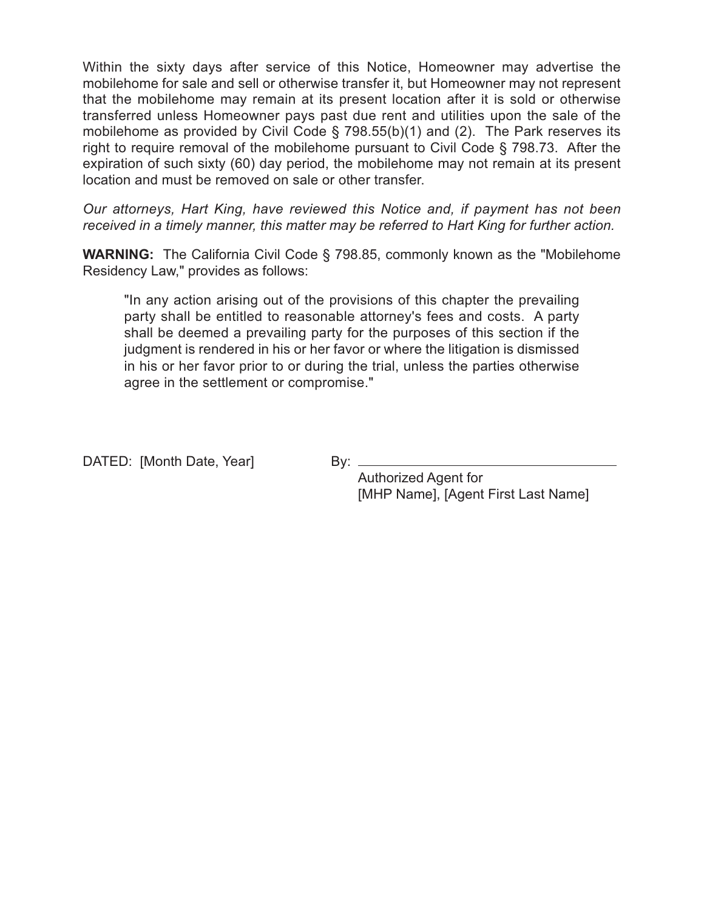Within the sixty days after service of this Notice, Homeowner may advertise the mobilehome for sale and sell or otherwise transfer it, but Homeowner may not represent that the mobilehome may remain at its present location after it is sold or otherwise transferred unless Homeowner pays past due rent and utilities upon the sale of the mobilehome as provided by Civil Code § 798.55(b)(1) and (2). The Park reserves its right to require removal of the mobilehome pursuant to Civil Code § 798.73. After the expiration of such sixty (60) day period, the mobilehome may not remain at its present location and must be removed on sale or other transfer.

*Our attorneys, Hart King, have reviewed this Notice and, if payment has not been received in a timely manner, this matter may be referred to Hart King for further action.*

**WARNING:** The California Civil Code § 798.85, commonly known as the "Mobilehome Residency Law," provides as follows:

> "In any action arising out of the provisions of this chapter the prevailing party shall be entitled to reasonable attorney's fees and costs. A party shall be deemed a prevailing party for the purposes of this section if the judgment is rendered in his or her favor or where the litigation is dismissed in his or her favor prior to or during the trial, unless the parties otherwise agree in the settlement or compromise."

DATED: [Month Date, Year]

By: ____________________________________

Authorized Agent for
[MHP Name], [Agent First Last Name]